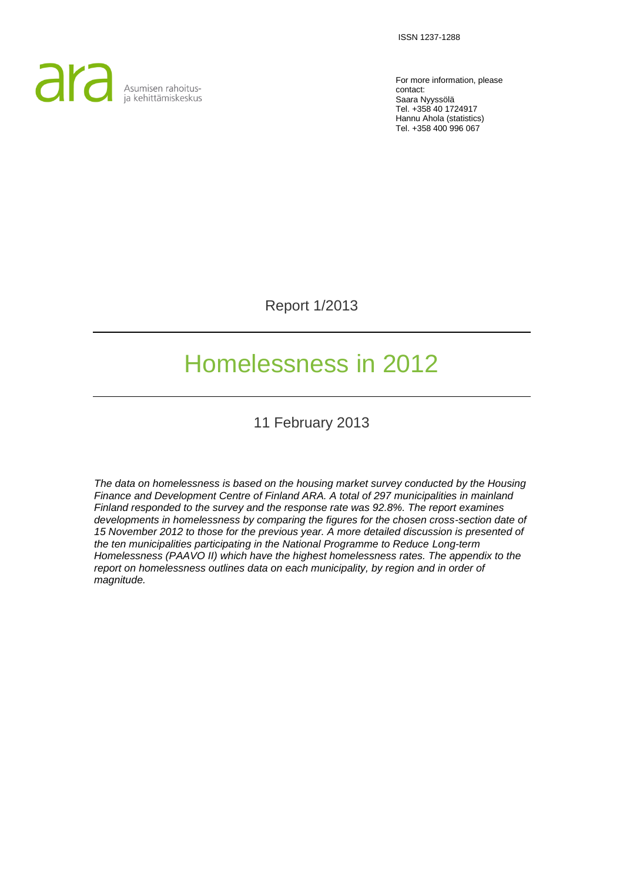ISSN 1237-1288

ara Asumisen rahoitus- ja kehittämiskeskus

For more information, please contact:
Saara Nyyssölä
Tel. +358 40 1724917
Hannu Ahola (statistics)
Tel. +358 400 996 067

Report 1/2013

# Homelessness in 2012

11 February 2013

*The data on homelessness is based on the housing market survey conducted by the Housing Finance and Development Centre of Finland ARA. A total of 297 municipalities in mainland Finland responded to the survey and the response rate was 92.8%. The report examines developments in homelessness by comparing the figures for the chosen cross-section date of 15 November 2012 to those for the previous year. A more detailed discussion is presented of the ten municipalities participating in the National Programme to Reduce Long-term Homelessness (PAAVO II) which have the highest homelessness rates. The appendix to the report on homelessness outlines data on each municipality, by region and in order of magnitude.*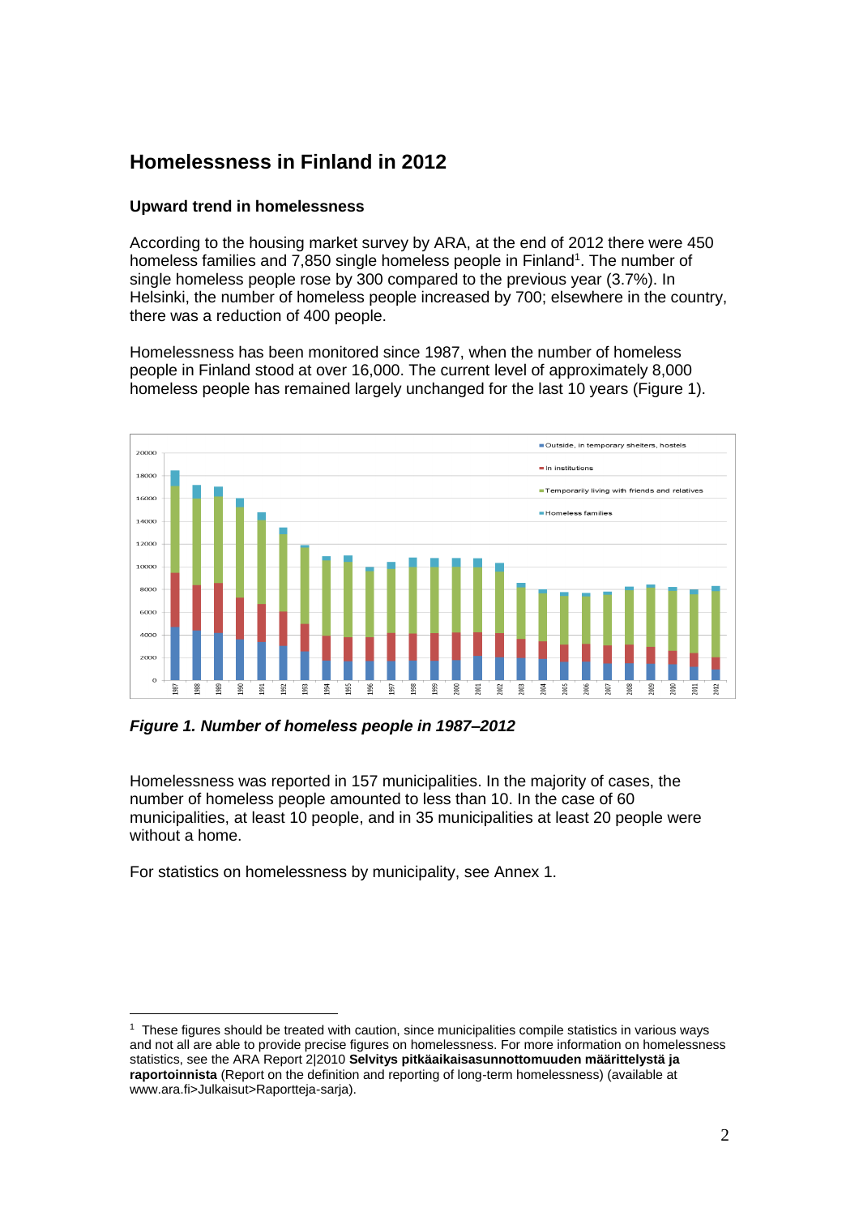## Homelessness in Finland in 2012

### Upward trend in homelessness

According to the housing market survey by ARA, at the end of 2012 there were 450 homeless families and 7,850 single homeless people in Finland[1]. The number of single homeless people rose by 300 compared to the previous year (3.7%). In Helsinki, the number of homeless people increased by 700; elsewhere in the country, there was a reduction of 400 people.

Homelessness has been monitored since 1987, when the number of homeless people in Finland stood at over 16,000. The current level of approximately 8,000 homeless people has remained largely unchanged for the last 10 years (Figure 1).

***Figure 1. Number of homeless people in 1987–2012***

Homelessness was reported in 157 municipalities. In the majority of cases, the number of homeless people amounted to less than 10. In the case of 60 municipalities, at least 10 people, and in 35 municipalities at least 20 people were without a home.

For statistics on homelessness by municipality, see Annex 1.

[1] These figures should be treated with caution, since municipalities compile statistics in various ways and not all are able to provide precise figures on homelessness. For more information on homelessness statistics, see the ARA Report 2|2010 **Selvitys pitkäaikaisasunnottomuuden määrittelystä ja raportoinnista** (Report on the definition and reporting of long-term homelessness) (available at www.ara.fi>Julkaisut>Raportteja-sarja).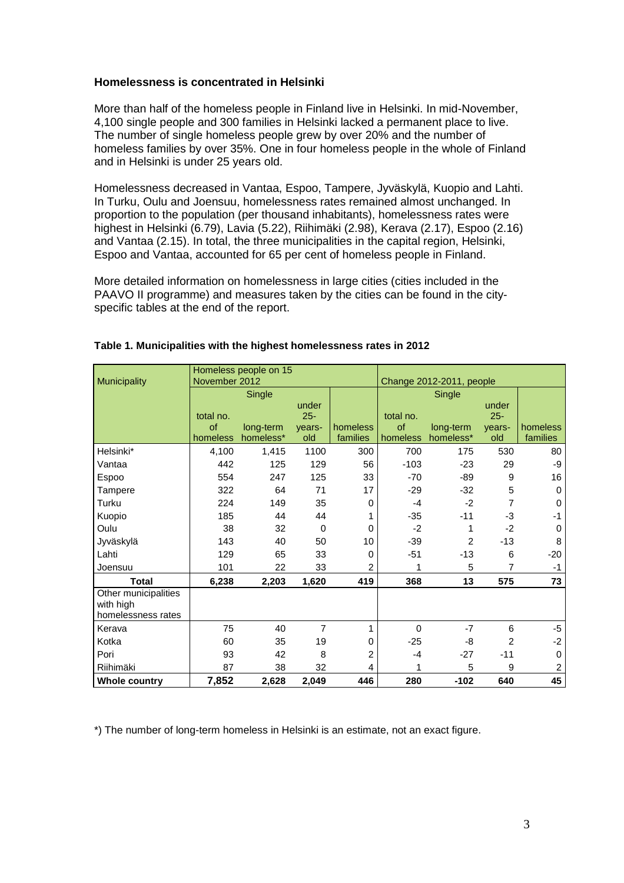**Homelessness is concentrated in Helsinki**

More than half of the homeless people in Finland live in Helsinki. In mid-November, 4,100 single people and 300 families in Helsinki lacked a permanent place to live. The number of single homeless people grew by over 20% and the number of homeless families by over 35%. One in four homeless people in the whole of Finland and in Helsinki is under 25 years old.

Homelessness decreased in Vantaa, Espoo, Tampere, Jyväskylä, Kuopio and Lahti. In Turku, Oulu and Joensuu, homelessness rates remained almost unchanged. In proportion to the population (per thousand inhabitants), homelessness rates were highest in Helsinki (6.79), Lavia (5.22), Riihimäki (2.98), Kerava (2.17), Espoo (2.16) and Vantaa (2.15). In total, the three municipalities in the capital region, Helsinki, Espoo and Vantaa, accounted for 65 per cent of homeless people in Finland.

More detailed information on homelessness in large cities (cities included in the PAAVO II programme) and measures taken by the cities can be found in the city-specific tables at the end of the report.

**Table 1. Municipalities with the highest homelessness rates in 2012**

| Municipality | Homeless people on 15 November 2012 | | | | Change 2012-2011, people | | | |
|---|---|---|---|---|---|---|---|---|
| | Single | | | | Single | | | |
| | total no. of homeless | long-term homeless* | under 25-years-old | homeless families | total no. of homeless | long-term homeless* | under 25-years-old | homeless families |
| Helsinki* | 4,100 | 1,415 | 1100 | 300 | 700 | 175 | 530 | 80 |
| Vantaa | 442 | 125 | 129 | 56 | -103 | -23 | 29 | -9 |
| Espoo | 554 | 247 | 125 | 33 | -70 | -89 | 9 | 16 |
| Tampere | 322 | 64 | 71 | 17 | -29 | -32 | 5 | 0 |
| Turku | 224 | 149 | 35 | 0 | -4 | -2 | 7 | 0 |
| Kuopio | 185 | 44 | 44 | 1 | -35 | -11 | -3 | -1 |
| Oulu | 38 | 32 | 0 | 0 | -2 | 1 | -2 | 0 |
| Jyväskylä | 143 | 40 | 50 | 10 | -39 | 2 | -13 | 8 |
| Lahti | 129 | 65 | 33 | 0 | -51 | -13 | 6 | -20 |
| Joensuu | 101 | 22 | 33 | 2 | 1 | 5 | 7 | -1 |
| **Total** | **6,238** | **2,203** | **1,620** | **419** | **368** | **13** | **575** | **73** |
| Other municipalities with high homelessness rates | | | | | | | | |
| Kerava | 75 | 40 | 7 | 1 | 0 | -7 | 6 | -5 |
| Kotka | 60 | 35 | 19 | 0 | -25 | -8 | 2 | -2 |
| Pori | 93 | 42 | 8 | 2 | -4 | -27 | -11 | 0 |
| Riihimäki | 87 | 38 | 32 | 4 | 1 | 5 | 9 | 2 |
| **Whole country** | **7,852** | **2,628** | **2,049** | **446** | **280** | **-102** | **640** | **45** |

*) The number of long-term homeless in Helsinki is an estimate, not an exact figure.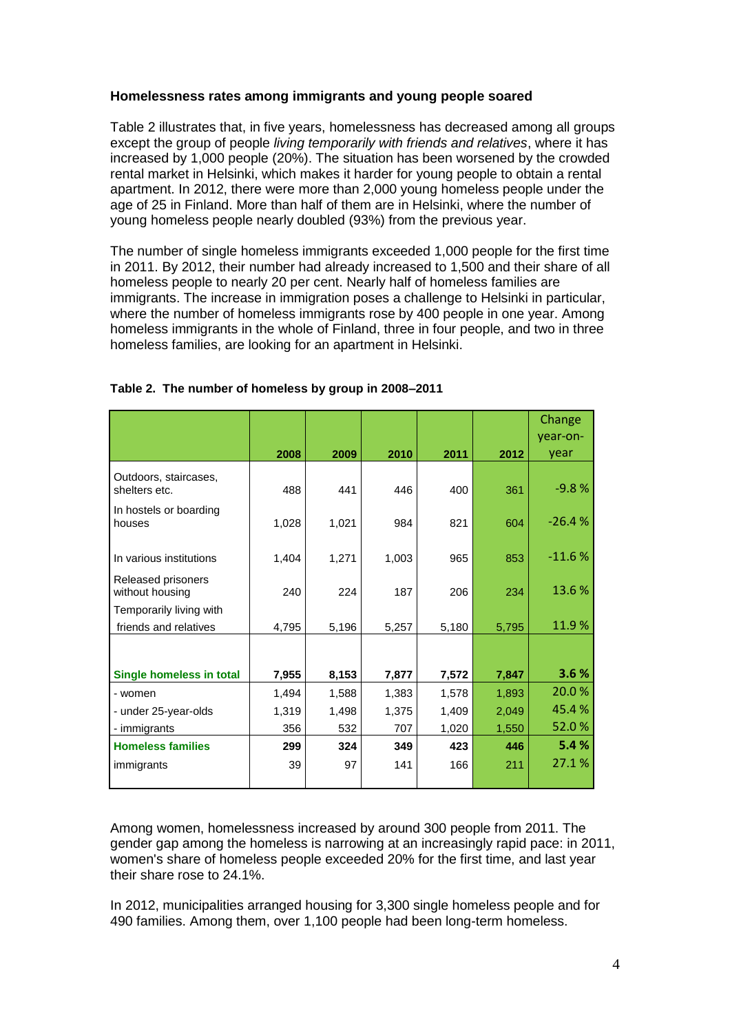**Homelessness rates among immigrants and young people soared**

Table 2 illustrates that, in five years, homelessness has decreased among all groups except the group of people *living temporarily with friends and relatives*, where it has increased by 1,000 people (20%). The situation has been worsened by the crowded rental market in Helsinki, which makes it harder for young people to obtain a rental apartment. In 2012, there were more than 2,000 young homeless people under the age of 25 in Finland. More than half of them are in Helsinki, where the number of young homeless people nearly doubled (93%) from the previous year.

The number of single homeless immigrants exceeded 1,000 people for the first time in 2011. By 2012, their number had already increased to 1,500 and their share of all homeless people to nearly 20 per cent. Nearly half of homeless families are immigrants. The increase in immigration poses a challenge to Helsinki in particular, where the number of homeless immigrants rose by 400 people in one year. Among homeless immigrants in the whole of Finland, three in four people, and two in three homeless families, are looking for an apartment in Helsinki.

**Table 2. The number of homeless by group in 2008–2011**

| | 2008 | 2009 | 2010 | 2011 | 2012 | Change year-on-year |
|---|---|---|---|---|---|---|
| Outdoors, staircases, shelters etc. | 488 | 441 | 446 | 400 | 361 | -9.8 % |
| In hostels or boarding houses | 1,028 | 1,021 | 984 | 821 | 604 | -26.4 % |
| In various institutions | 1,404 | 1,271 | 1,003 | 965 | 853 | -11.6 % |
| Released prisoners without housing | 240 | 224 | 187 | 206 | 234 | 13.6 % |
| Temporarily living with friends and relatives | 4,795 | 5,196 | 5,257 | 5,180 | 5,795 | 11.9 % |
| **Single homeless in total** | **7,955** | **8,153** | **7,877** | **7,572** | **7,847** | **3.6 %** |
| - women | 1,494 | 1,588 | 1,383 | 1,578 | 1,893 | 20.0 % |
| - under 25-year-olds | 1,319 | 1,498 | 1,375 | 1,409 | 2,049 | 45.4 % |
| - immigrants | 356 | 532 | 707 | 1,020 | 1,550 | 52.0 % |
| **Homeless families** | **299** | **324** | **349** | **423** | **446** | **5.4 %** |
| immigrants | 39 | 97 | 141 | 166 | 211 | 27.1 % |

Among women, homelessness increased by around 300 people from 2011. The gender gap among the homeless is narrowing at an increasingly rapid pace: in 2011, women's share of homeless people exceeded 20% for the first time, and last year their share rose to 24.1%.

In 2012, municipalities arranged housing for 3,300 single homeless people and for 490 families. Among them, over 1,100 people had been long-term homeless.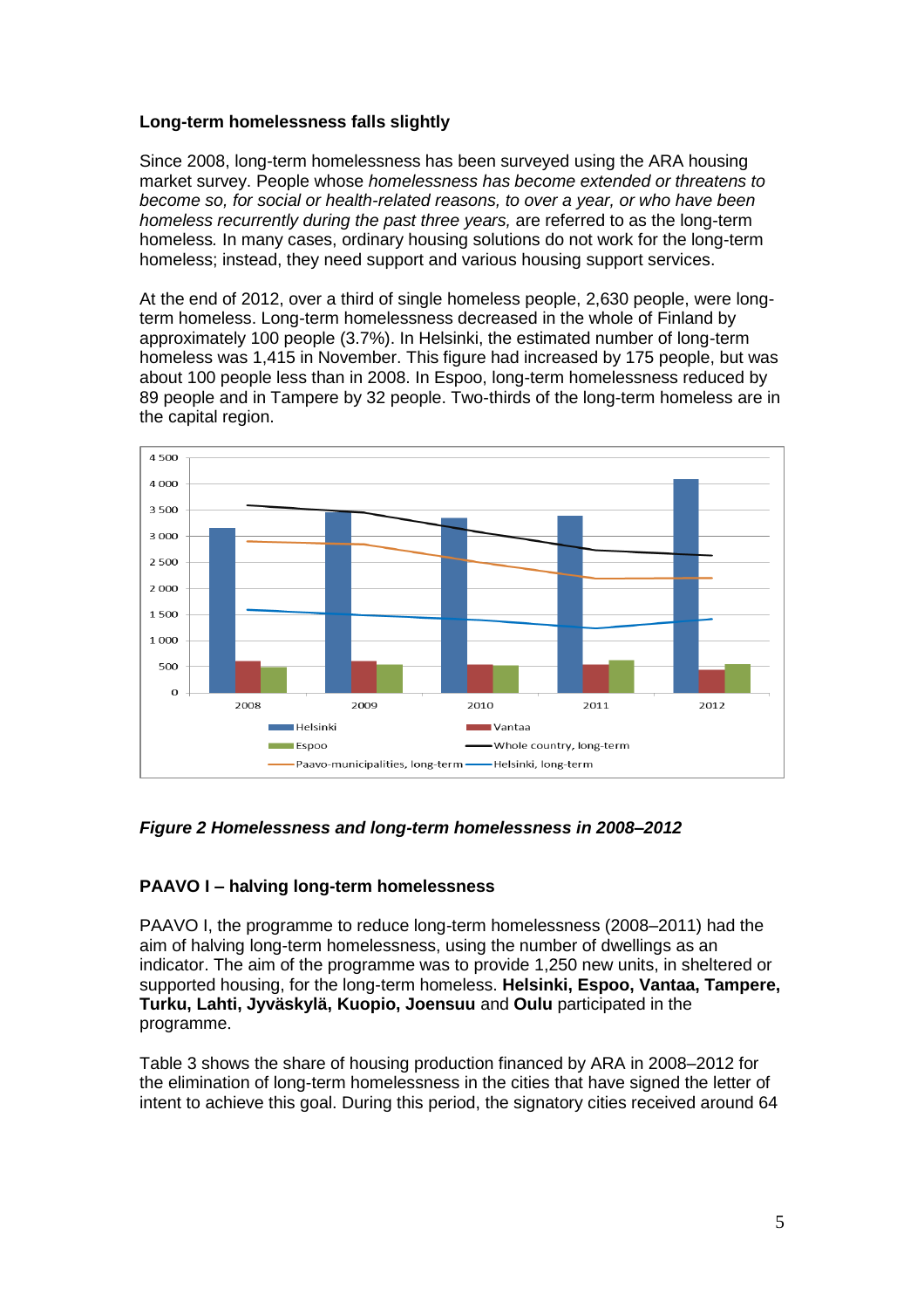**Long-term homelessness falls slightly**

Since 2008, long-term homelessness has been surveyed using the ARA housing market survey. People whose *homelessness has become extended or threatens to become so, for social or health-related reasons, to over a year, or who have been homeless recurrently during the past three years,* are referred to as the long-term homeless*.* In many cases, ordinary housing solutions do not work for the long-term homeless; instead, they need support and various housing support services.

At the end of 2012, over a third of single homeless people, 2,630 people, were long-term homeless. Long-term homelessness decreased in the whole of Finland by approximately 100 people (3.7%). In Helsinki, the estimated number of long-term homeless was 1,415 in November. This figure had increased by 175 people, but was about 100 people less than in 2008. In Espoo, long-term homelessness reduced by 89 people and in Tampere by 32 people. Two-thirds of the long-term homeless are in the capital region.

***Figure 2 Homelessness and long-term homelessness in 2008–2012***

**PAAVO I – halving long-term homelessness**

PAAVO I, the programme to reduce long-term homelessness (2008–2011) had the aim of halving long-term homelessness, using the number of dwellings as an indicator. The aim of the programme was to provide 1,250 new units, in sheltered or supported housing, for the long-term homeless. **Helsinki, Espoo, Vantaa, Tampere, Turku, Lahti, Jyväskylä, Kuopio, Joensuu** and **Oulu** participated in the programme.

Table 3 shows the share of housing production financed by ARA in 2008–2012 for the elimination of long-term homelessness in the cities that have signed the letter of intent to achieve this goal. During this period, the signatory cities received around 64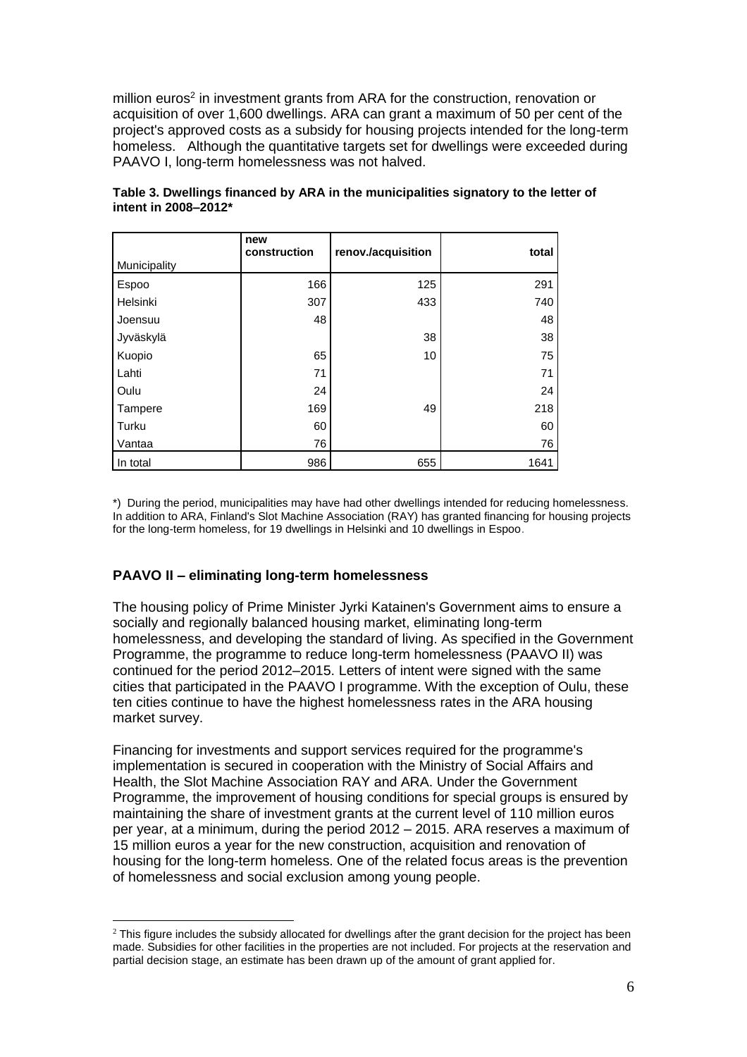million euros[2] in investment grants from ARA for the construction, renovation or acquisition of over 1,600 dwellings. ARA can grant a maximum of 50 per cent of the project's approved costs as a subsidy for housing projects intended for the long-term homeless. Although the quantitative targets set for dwellings were exceeded during PAAVO I, long-term homelessness was not halved.

**Table 3. Dwellings financed by ARA in the municipalities signatory to the letter of intent in 2008–2012***

| Municipality | new construction | renov./acquisition | total |
|---|---|---|---|
| Espoo | 166 | 125 | 291 |
| Helsinki | 307 | 433 | 740 |
| Joensuu | 48 | | 48 |
| Jyväskylä | | 38 | 38 |
| Kuopio | 65 | 10 | 75 |
| Lahti | 71 | | 71 |
| Oulu | 24 | | 24 |
| Tampere | 169 | 49 | 218 |
| Turku | 60 | | 60 |
| Vantaa | 76 | | 76 |
| In total | 986 | 655 | 1641 |

*) During the period, municipalities may have had other dwellings intended for reducing homelessness. In addition to ARA, Finland's Slot Machine Association (RAY) has granted financing for housing projects for the long-term homeless, for 19 dwellings in Helsinki and 10 dwellings in Espoo.

### PAAVO II – eliminating long-term homelessness

The housing policy of Prime Minister Jyrki Katainen's Government aims to ensure a socially and regionally balanced housing market, eliminating long-term homelessness, and developing the standard of living. As specified in the Government Programme, the programme to reduce long-term homelessness (PAAVO II) was continued for the period 2012–2015. Letters of intent were signed with the same cities that participated in the PAAVO I programme. With the exception of Oulu, these ten cities continue to have the highest homelessness rates in the ARA housing market survey.

Financing for investments and support services required for the programme's implementation is secured in cooperation with the Ministry of Social Affairs and Health, the Slot Machine Association RAY and ARA. Under the Government Programme, the improvement of housing conditions for special groups is ensured by maintaining the share of investment grants at the current level of 110 million euros per year, at a minimum, during the period 2012 – 2015. ARA reserves a maximum of 15 million euros a year for the new construction, acquisition and renovation of housing for the long-term homeless. One of the related focus areas is the prevention of homelessness and social exclusion among young people.

[2] This figure includes the subsidy allocated for dwellings after the grant decision for the project has been made. Subsidies for other facilities in the properties are not included. For projects at the reservation and partial decision stage, an estimate has been drawn up of the amount of grant applied for.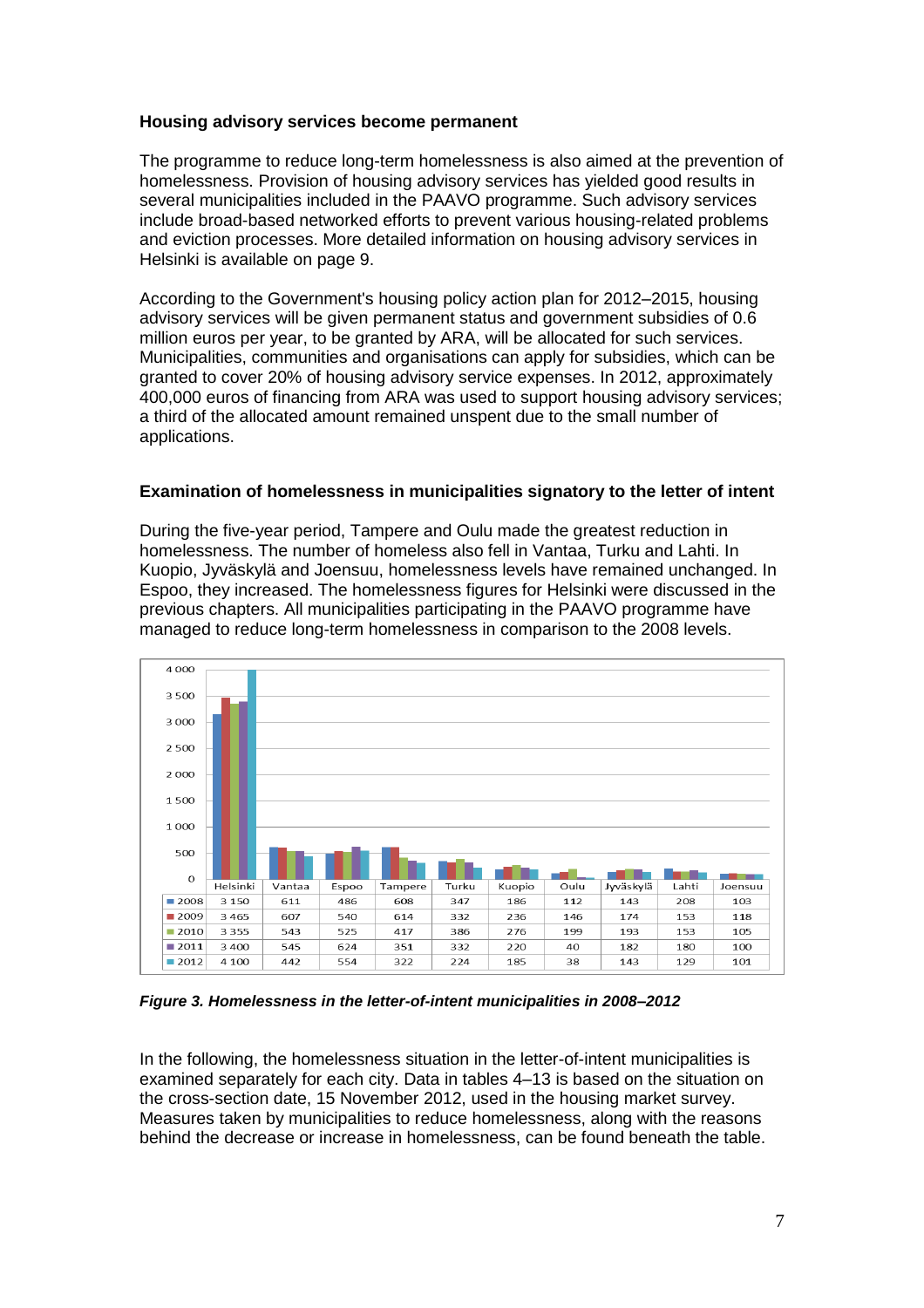### Housing advisory services become permanent

The programme to reduce long-term homelessness is also aimed at the prevention of homelessness. Provision of housing advisory services has yielded good results in several municipalities included in the PAAVO programme. Such advisory services include broad-based networked efforts to prevent various housing-related problems and eviction processes. More detailed information on housing advisory services in Helsinki is available on page 9.

According to the Government's housing policy action plan for 2012–2015, housing advisory services will be given permanent status and government subsidies of 0.6 million euros per year, to be granted by ARA, will be allocated for such services. Municipalities, communities and organisations can apply for subsidies, which can be granted to cover 20% of housing advisory service expenses. In 2012, approximately 400,000 euros of financing from ARA was used to support housing advisory services; a third of the allocated amount remained unspent due to the small number of applications.

### Examination of homelessness in municipalities signatory to the letter of intent

During the five-year period, Tampere and Oulu made the greatest reduction in homelessness. The number of homeless also fell in Vantaa, Turku and Lahti. In Kuopio, Jyväskylä and Joensuu, homelessness levels have remained unchanged. In Espoo, they increased. The homelessness figures for Helsinki were discussed in the previous chapters. All municipalities participating in the PAAVO programme have managed to reduce long-term homelessness in comparison to the 2008 levels.

| | Helsinki | Vantaa | Espoo | Tampere | Turku | Kuopio | Oulu | Jyväskylä | Lahti | Joensuu |
|---|---|---|---|---|---|---|---|---|---|---|
| 2008 | 3 150 | 611 | 486 | 608 | 347 | 186 | 112 | 143 | 208 | 103 |
| 2009 | 3 465 | 607 | 540 | 614 | 332 | 236 | 146 | 174 | 153 | 118 |
| 2010 | 3 355 | 543 | 525 | 417 | 386 | 276 | 199 | 193 | 153 | 105 |
| 2011 | 3 400 | 545 | 624 | 351 | 332 | 220 | 40 | 182 | 180 | 100 |
| 2012 | 4 100 | 442 | 554 | 322 | 224 | 185 | 38 | 143 | 129 | 101 |

*Figure 3. Homelessness in the letter-of-intent municipalities in 2008–2012*

In the following, the homelessness situation in the letter-of-intent municipalities is examined separately for each city. Data in tables 4–13 is based on the situation on the cross-section date, 15 November 2012, used in the housing market survey. Measures taken by municipalities to reduce homelessness, along with the reasons behind the decrease or increase in homelessness, can be found beneath the table.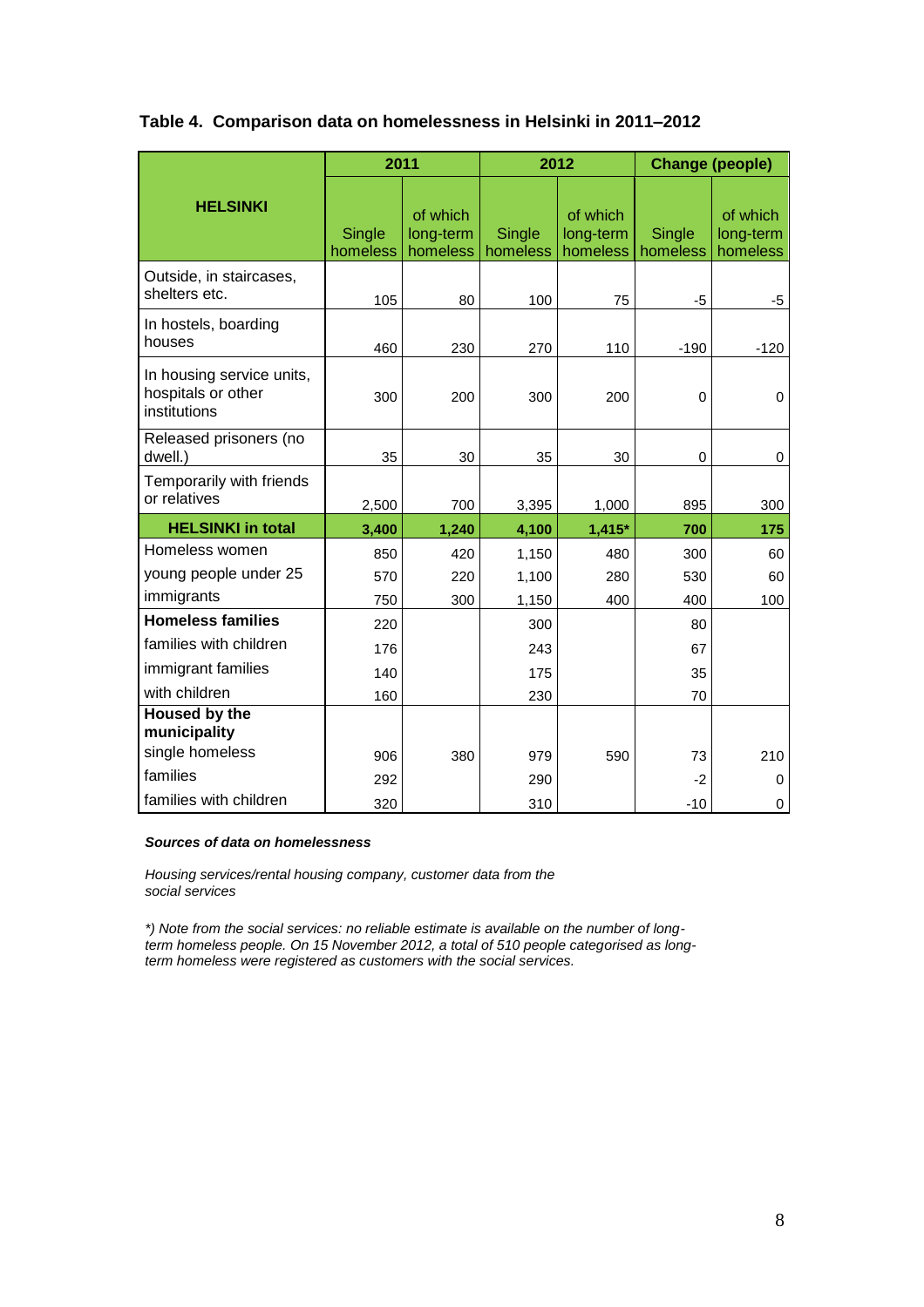**Table 4. Comparison data on homelessness in Helsinki in 2011–2012**

| HELSINKI | 2011 | | 2012 | | Change (people) | |
|---|---|---|---|---|---|---|
| | Single homeless | of which long-term homeless | Single homeless | of which long-term homeless | Single homeless | of which long-term homeless |
| Outside, in staircases, shelters etc. | 105 | 80 | 100 | 75 | -5 | -5 |
| In hostels, boarding houses | 460 | 230 | 270 | 110 | -190 | -120 |
| In housing service units, hospitals or other institutions | 300 | 200 | 300 | 200 | 0 | 0 |
| Released prisoners (no dwell.) | 35 | 30 | 35 | 30 | 0 | 0 |
| Temporarily with friends or relatives | 2,500 | 700 | 3,395 | 1,000 | 895 | 300 |
| **HELSINKI in total** | **3,400** | **1,240** | **4,100** | **1,415*** | **700** | **175** |
| Homeless women | 850 | 420 | 1,150 | 480 | 300 | 60 |
| young people under 25 | 570 | 220 | 1,100 | 280 | 530 | 60 |
| immigrants | 750 | 300 | 1,150 | 400 | 400 | 100 |
| **Homeless families** | 220 | | 300 | | 80 | |
| families with children | 176 | | 243 | | 67 | |
| immigrant families | 140 | | 175 | | 35 | |
| with children | 160 | | 230 | | 70 | |
| **Housed by the municipality** single homeless | 906 | 380 | 979 | 590 | 73 | 210 |
| families | 292 | | 290 | | -2 | 0 |
| families with children | 320 | | 310 | | -10 | 0 |

***Sources of data on homelessness***

*Housing services/rental housing company, customer data from the social services*

*\*) Note from the social services: no reliable estimate is available on the number of long-term homeless people. On 15 November 2012, a total of 510 people categorised as long-term homeless were registered as customers with the social services.*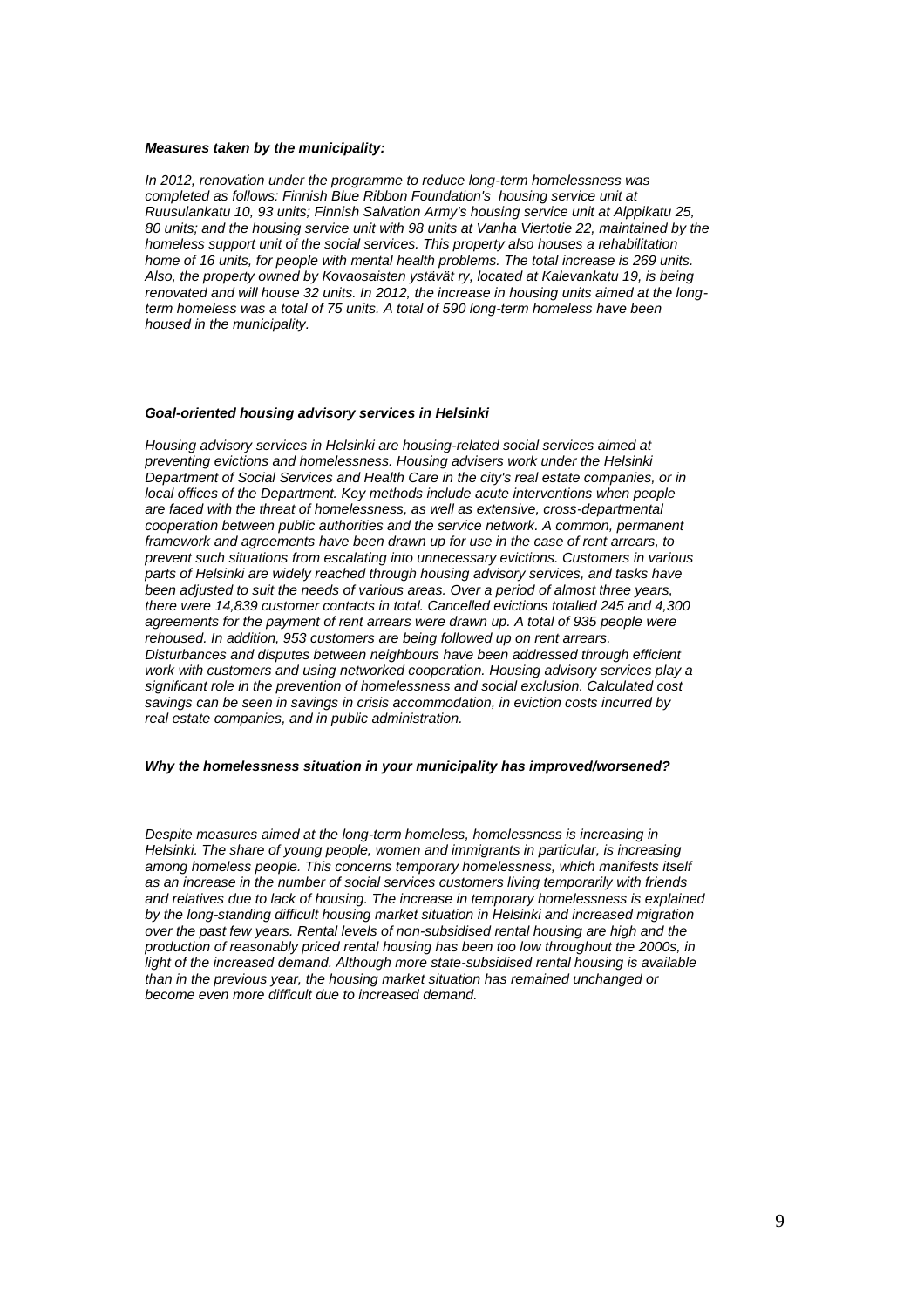***Measures taken by the municipality:***

*In 2012, renovation under the programme to reduce long-term homelessness was completed as follows: Finnish Blue Ribbon Foundation's housing service unit at Ruusulankatu 10, 93 units; Finnish Salvation Army's housing service unit at Alppikatu 25, 80 units; and the housing service unit with 98 units at Vanha Viertotie 22, maintained by the homeless support unit of the social services. This property also houses a rehabilitation home of 16 units, for people with mental health problems. The total increase is 269 units. Also, the property owned by Kovaosaisten ystävät ry, located at Kalevankatu 19, is being renovated and will house 32 units. In 2012, the increase in housing units aimed at the long-term homeless was a total of 75 units. A total of 590 long-term homeless have been housed in the municipality.*

***Goal-oriented housing advisory services in Helsinki***

*Housing advisory services in Helsinki are housing-related social services aimed at preventing evictions and homelessness. Housing advisers work under the Helsinki Department of Social Services and Health Care in the city's real estate companies, or in local offices of the Department. Key methods include acute interventions when people are faced with the threat of homelessness, as well as extensive, cross-departmental cooperation between public authorities and the service network. A common, permanent framework and agreements have been drawn up for use in the case of rent arrears, to prevent such situations from escalating into unnecessary evictions. Customers in various parts of Helsinki are widely reached through housing advisory services, and tasks have been adjusted to suit the needs of various areas. Over a period of almost three years, there were 14,839 customer contacts in total. Cancelled evictions totalled 245 and 4,300 agreements for the payment of rent arrears were drawn up. A total of 935 people were rehoused. In addition, 953 customers are being followed up on rent arrears. Disturbances and disputes between neighbours have been addressed through efficient work with customers and using networked cooperation. Housing advisory services play a significant role in the prevention of homelessness and social exclusion. Calculated cost savings can be seen in savings in crisis accommodation, in eviction costs incurred by real estate companies, and in public administration.*

***Why the homelessness situation in your municipality has improved/worsened?***

*Despite measures aimed at the long-term homeless, homelessness is increasing in Helsinki. The share of young people, women and immigrants in particular, is increasing among homeless people. This concerns temporary homelessness, which manifests itself as an increase in the number of social services customers living temporarily with friends and relatives due to lack of housing. The increase in temporary homelessness is explained by the long-standing difficult housing market situation in Helsinki and increased migration over the past few years. Rental levels of non-subsidised rental housing are high and the production of reasonably priced rental housing has been too low throughout the 2000s, in light of the increased demand. Although more state-subsidised rental housing is available than in the previous year, the housing market situation has remained unchanged or become even more difficult due to increased demand.*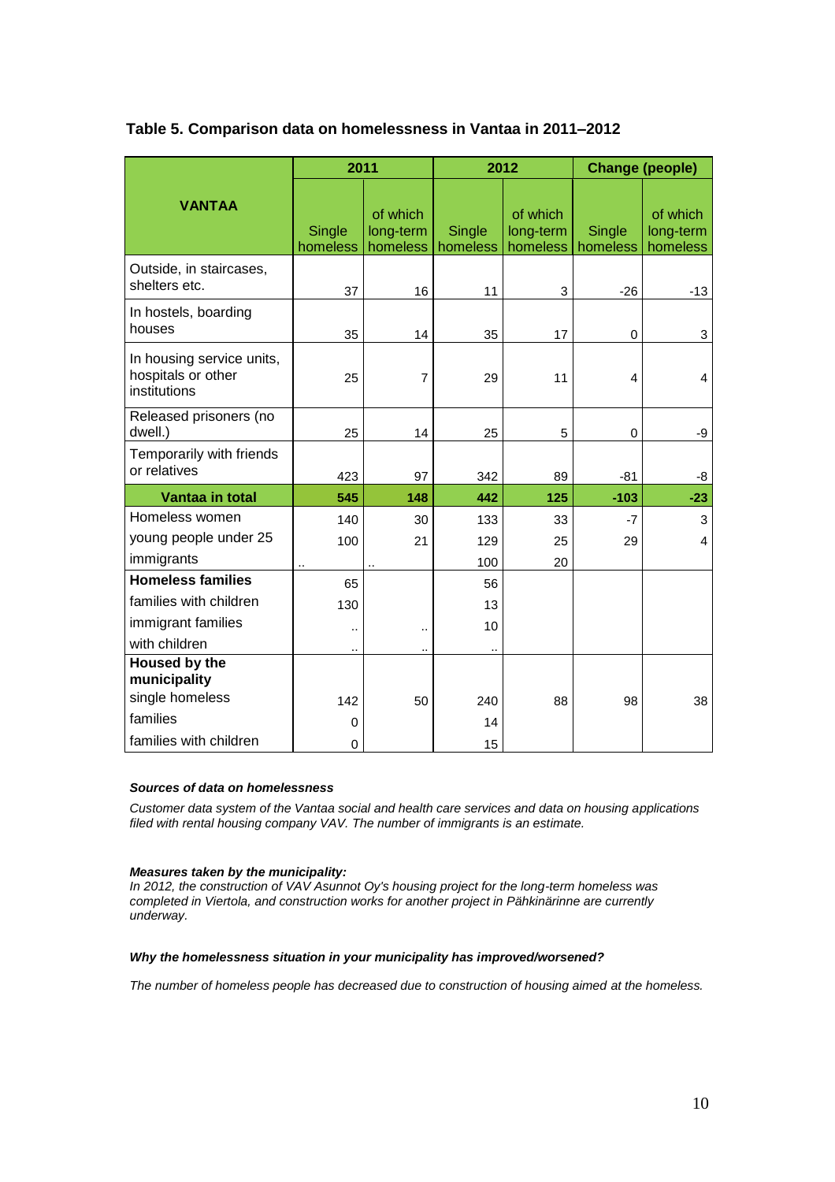### Table 5. Comparison data on homelessness in Vantaa in 2011–2012

| VANTAA | 2011 | | 2012 | | Change (people) | |
|---|---|---|---|---|---|---|
| | Single homeless | of which long-term homeless | Single homeless | of which long-term homeless | Single homeless | of which long-term homeless |
| Outside, in staircases, shelters etc. | 37 | 16 | 11 | 3 | -26 | -13 |
| In hostels, boarding houses | 35 | 14 | 35 | 17 | 0 | 3 |
| In housing service units, hospitals or other institutions | 25 | 7 | 29 | 11 | 4 | 4 |
| Released prisoners (no dwell.) | 25 | 14 | 25 | 5 | 0 | -9 |
| Temporarily with friends or relatives | 423 | 97 | 342 | 89 | -81 | -8 |
| **Vantaa in total** | **545** | **148** | **442** | **125** | **-103** | **-23** |
| Homeless women | 140 | 30 | 133 | 33 | -7 | 3 |
| young people under 25 | 100 | 21 | 129 | 25 | 29 | 4 |
| immigrants | .. | .. | 100 | 20 | | |
| **Homeless families** | 65 | | 56 | | | |
| families with children | 130 | | 13 | | | |
| immigrant families | .. | .. | 10 | | | |
| with children | .. | .. | .. | | | |
| **Housed by the municipality** | | | | | | |
| single homeless | 142 | 50 | 240 | 88 | 98 | 38 |
| families | 0 | | 14 | | | |
| families with children | 0 | | 15 | | | |

***Sources of data on homelessness***

*Customer data system of the Vantaa social and health care services and data on housing applications filed with rental housing company VAV. The number of immigrants is an estimate.*

***Measures taken by the municipality:***

*In 2012, the construction of VAV Asunnot Oy's housing project for the long-term homeless was completed in Viertola, and construction works for another project in Pähkinärinne are currently underway.*

***Why the homelessness situation in your municipality has improved/worsened?***

*The number of homeless people has decreased due to construction of housing aimed at the homeless.*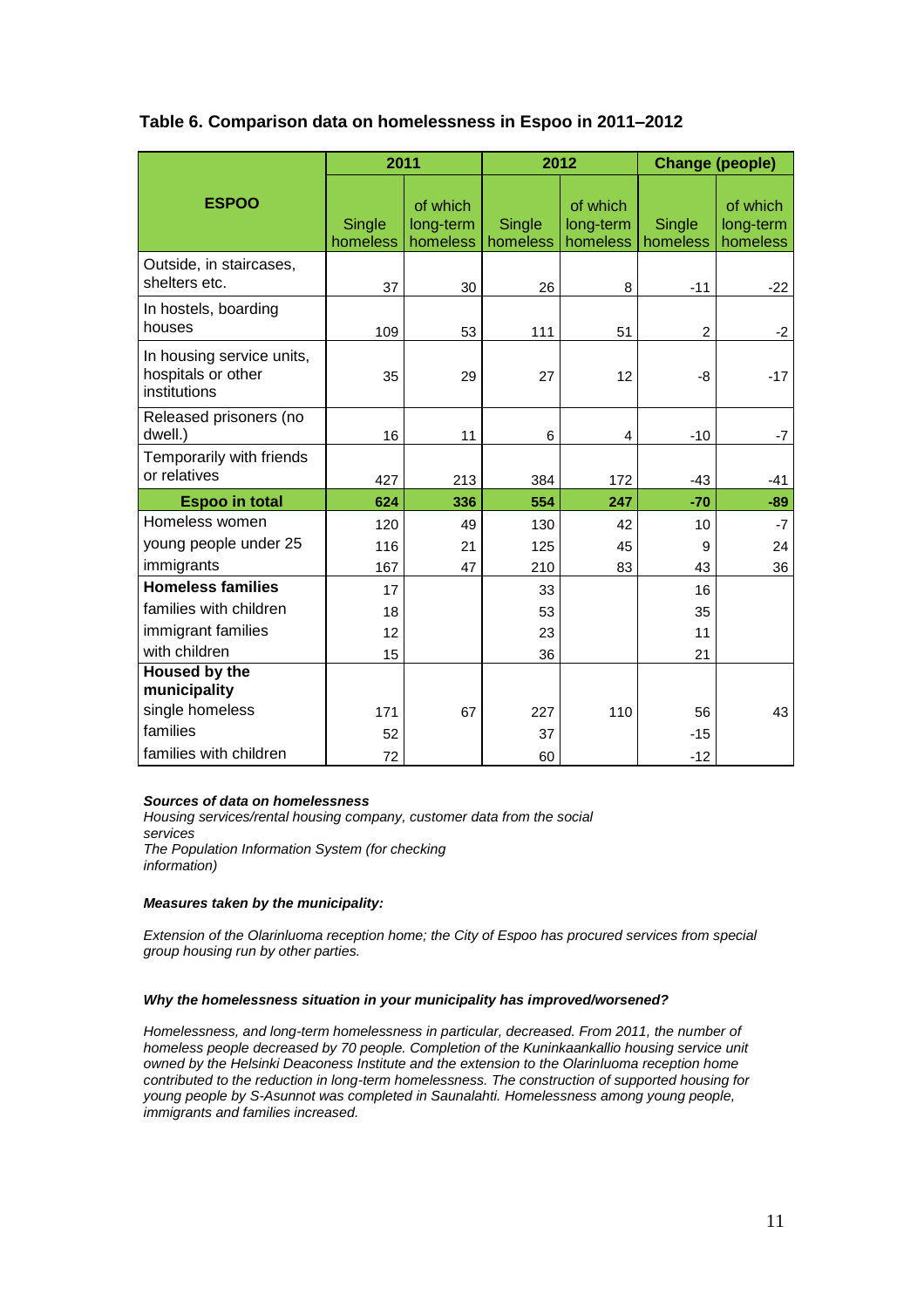### Table 6. Comparison data on homelessness in Espoo in 2011–2012

| ESPOO | 2011 | | 2012 | | Change (people) | |
|---|---|---|---|---|---|---|
| | Single homeless | of which long-term homeless | Single homeless | of which long-term homeless | Single homeless | of which long-term homeless |
| Outside, in staircases, shelters etc. | 37 | 30 | 26 | 8 | -11 | -22 |
| In hostels, boarding houses | 109 | 53 | 111 | 51 | 2 | -2 |
| In housing service units, hospitals or other institutions | 35 | 29 | 27 | 12 | -8 | -17 |
| Released prisoners (no dwell.) | 16 | 11 | 6 | 4 | -10 | -7 |
| Temporarily with friends or relatives | 427 | 213 | 384 | 172 | -43 | -41 |
| **Espoo in total** | **624** | **336** | **554** | **247** | **-70** | **-89** |
| Homeless women | 120 | 49 | 130 | 42 | 10 | -7 |
| young people under 25 | 116 | 21 | 125 | 45 | 9 | 24 |
| immigrants | 167 | 47 | 210 | 83 | 43 | 36 |
| **Homeless families** | 17 | | 33 | | 16 | |
| families with children | 18 | | 53 | | 35 | |
| immigrant families | 12 | | 23 | | 11 | |
| with children | 15 | | 36 | | 21 | |
| **Housed by the municipality** | | | | | | |
| single homeless | 171 | 67 | 227 | 110 | 56 | 43 |
| families | 52 | | 37 | | -15 | |
| families with children | 72 | | 60 | | -12 | |

***Sources of data on homelessness***
*Housing services/rental housing company, customer data from the social services*
*The Population Information System (for checking information)*

***Measures taken by the municipality:***

*Extension of the Olarinluoma reception home; the City of Espoo has procured services from special group housing run by other parties.*

***Why the homelessness situation in your municipality has improved/worsened?***

*Homelessness, and long-term homelessness in particular, decreased. From 2011, the number of homeless people decreased by 70 people. Completion of the Kuninkaankallio housing service unit owned by the Helsinki Deaconess Institute and the extension to the Olarinluoma reception home contributed to the reduction in long-term homelessness. The construction of supported housing for young people by S-Asunnot was completed in Saunalahti. Homelessness among young people, immigrants and families increased.*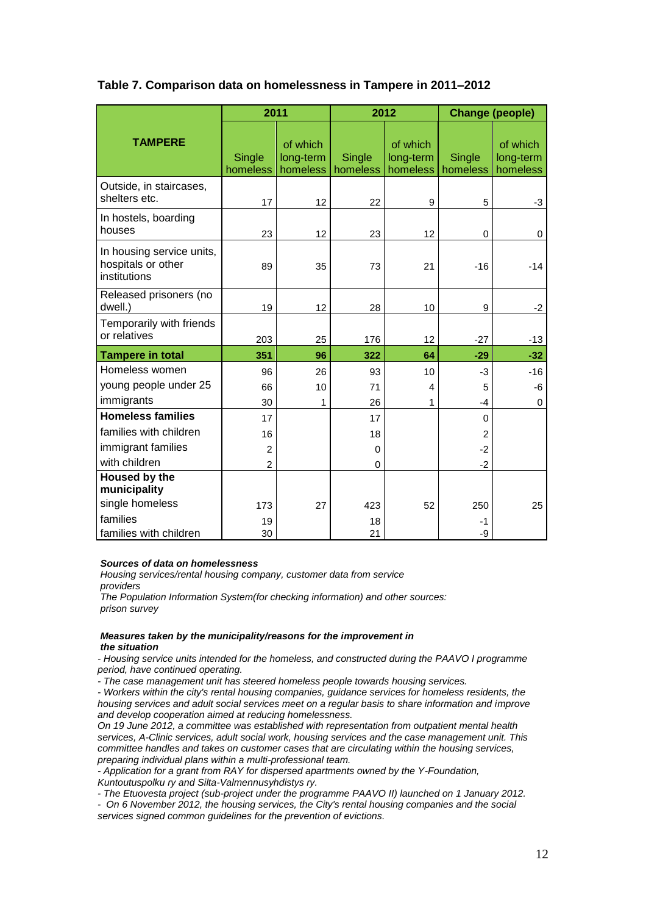**Table 7. Comparison data on homelessness in Tampere in 2011–2012**

| TAMPERE | 2011 | | 2012 | | Change (people) | |
|---|---|---|---|---|---|---|
| | Single homeless | of which long-term homeless | Single homeless | of which long-term homeless | Single homeless | of which long-term homeless |
| Outside, in staircases, shelters etc. | 17 | 12 | 22 | 9 | 5 | -3 |
| In hostels, boarding houses | 23 | 12 | 23 | 12 | 0 | 0 |
| In housing service units, hospitals or other institutions | 89 | 35 | 73 | 21 | -16 | -14 |
| Released prisoners (no dwell.) | 19 | 12 | 28 | 10 | 9 | -2 |
| Temporarily with friends or relatives | 203 | 25 | 176 | 12 | -27 | -13 |
| **Tampere in total** | **351** | **96** | **322** | **64** | **-29** | **-32** |
| Homeless women | 96 | 26 | 93 | 10 | -3 | -16 |
| young people under 25 | 66 | 10 | 71 | 4 | 5 | -6 |
| immigrants | 30 | 1 | 26 | 1 | -4 | 0 |
| **Homeless families** | 17 | | 17 | | 0 | |
| families with children | 16 | | 18 | | 2 | |
| immigrant families | 2 | | 0 | | -2 | |
| with children | 2 | | 0 | | -2 | |
| **Housed by the municipality** | | | | | | |
| single homeless | 173 | 27 | 423 | 52 | 250 | 25 |
| families | 19 | | 18 | | -1 | |
| families with children | 30 | | 21 | | -9 | |

***Sources of data on homelessness***

*Housing services/rental housing company, customer data from service providers*

*The Population Information System(for checking information) and other sources: prison survey*

***Measures taken by the municipality/reasons for the improvement in the situation***

*- Housing service units intended for the homeless, and constructed during the PAAVO I programme period, have continued operating.*

*- The case management unit has steered homeless people towards housing services.*

*- Workers within the city's rental housing companies, guidance services for homeless residents, the housing services and adult social services meet on a regular basis to share information and improve and develop cooperation aimed at reducing homelessness.*

*On 19 June 2012, a committee was established with representation from outpatient mental health services, A-Clinic services, adult social work, housing services and the case management unit. This committee handles and takes on customer cases that are circulating within the housing services, preparing individual plans within a multi-professional team.*

*- Application for a grant from RAY for dispersed apartments owned by the Y-Foundation, Kuntoutuspolku ry and Silta-Valmennusyhdistys ry.*

*- The Etuovesta project (sub-project under the programme PAAVO II) launched on 1 January 2012.*

*- On 6 November 2012, the housing services, the City's rental housing companies and the social services signed common guidelines for the prevention of evictions.*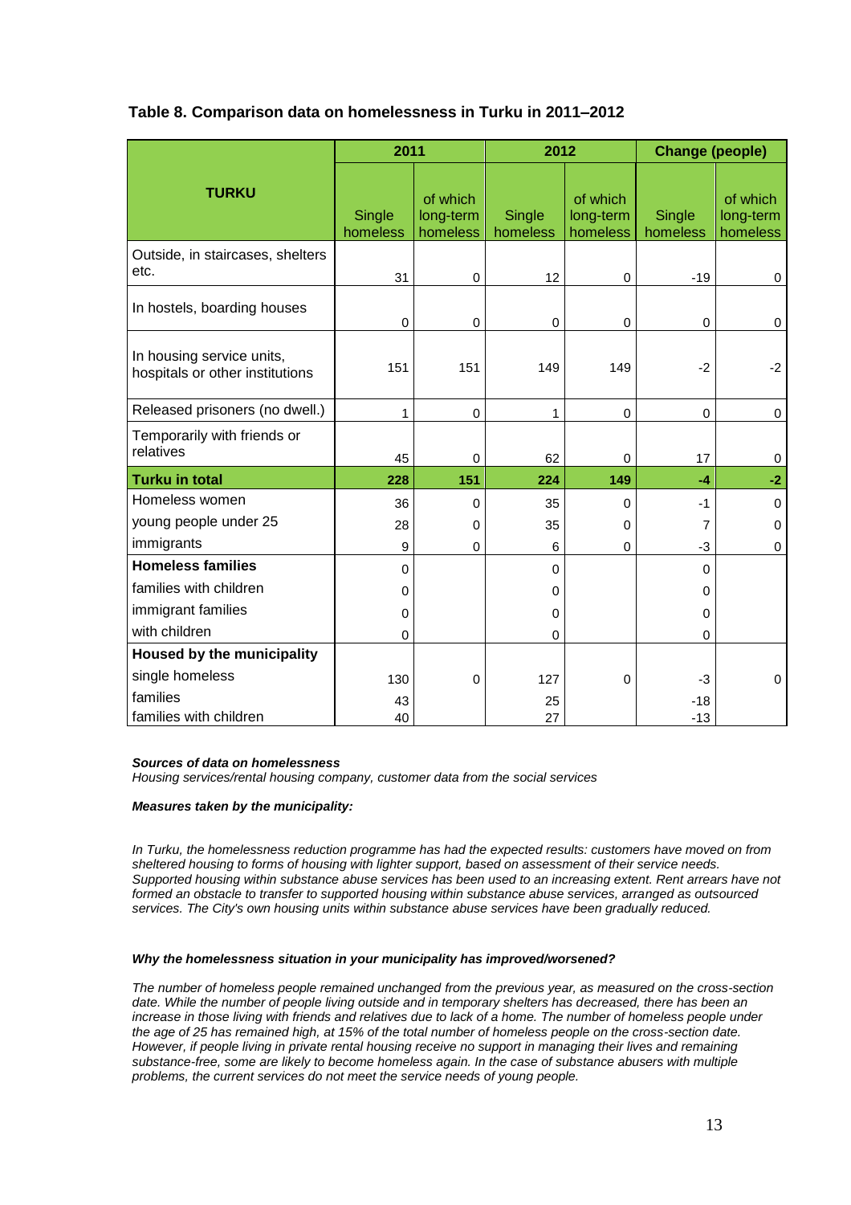**Table 8. Comparison data on homelessness in Turku in 2011–2012**

| TURKU | 2011 | | 2012 | | Change (people) | |
|---|---|---|---|---|---|---|
| | Single homeless | of which long-term homeless | Single homeless | of which long-term homeless | Single homeless | of which long-term homeless |
| Outside, in staircases, shelters etc. | 31 | 0 | 12 | 0 | -19 | 0 |
| In hostels, boarding houses | 0 | 0 | 0 | 0 | 0 | 0 |
| In housing service units, hospitals or other institutions | 151 | 151 | 149 | 149 | -2 | -2 |
| Released prisoners (no dwell.) | 1 | 0 | 1 | 0 | 0 | 0 |
| Temporarily with friends or relatives | 45 | 0 | 62 | 0 | 17 | 0 |
| **Turku in total** | **228** | **151** | **224** | **149** | **-4** | **-2** |
| Homeless women | 36 | 0 | 35 | 0 | -1 | 0 |
| young people under 25 | 28 | 0 | 35 | 0 | 7 | 0 |
| immigrants | 9 | 0 | 6 | 0 | -3 | 0 |
| **Homeless families** | 0 | | 0 | | 0 | |
| families with children | 0 | | 0 | | 0 | |
| immigrant families | 0 | | 0 | | 0 | |
| with children | 0 | | 0 | | 0 | |
| **Housed by the municipality** | | | | | | |
| single homeless | 130 | 0 | 127 | 0 | -3 | 0 |
| families | 43 | | 25 | | -18 | |
| families with children | 40 | | 27 | | -13 | |

***Sources of data on homelessness***

*Housing services/rental housing company, customer data from the social services*

***Measures taken by the municipality:***

*In Turku, the homelessness reduction programme has had the expected results: customers have moved on from sheltered housing to forms of housing with lighter support, based on assessment of their service needs. Supported housing within substance abuse services has been used to an increasing extent. Rent arrears have not formed an obstacle to transfer to supported housing within substance abuse services, arranged as outsourced services. The City's own housing units within substance abuse services have been gradually reduced.*

***Why the homelessness situation in your municipality has improved/worsened?***

*The number of homeless people remained unchanged from the previous year, as measured on the cross-section date. While the number of people living outside and in temporary shelters has decreased, there has been an increase in those living with friends and relatives due to lack of a home. The number of homeless people under the age of 25 has remained high, at 15% of the total number of homeless people on the cross-section date. However, if people living in private rental housing receive no support in managing their lives and remaining substance-free, some are likely to become homeless again. In the case of substance abusers with multiple problems, the current services do not meet the service needs of young people.*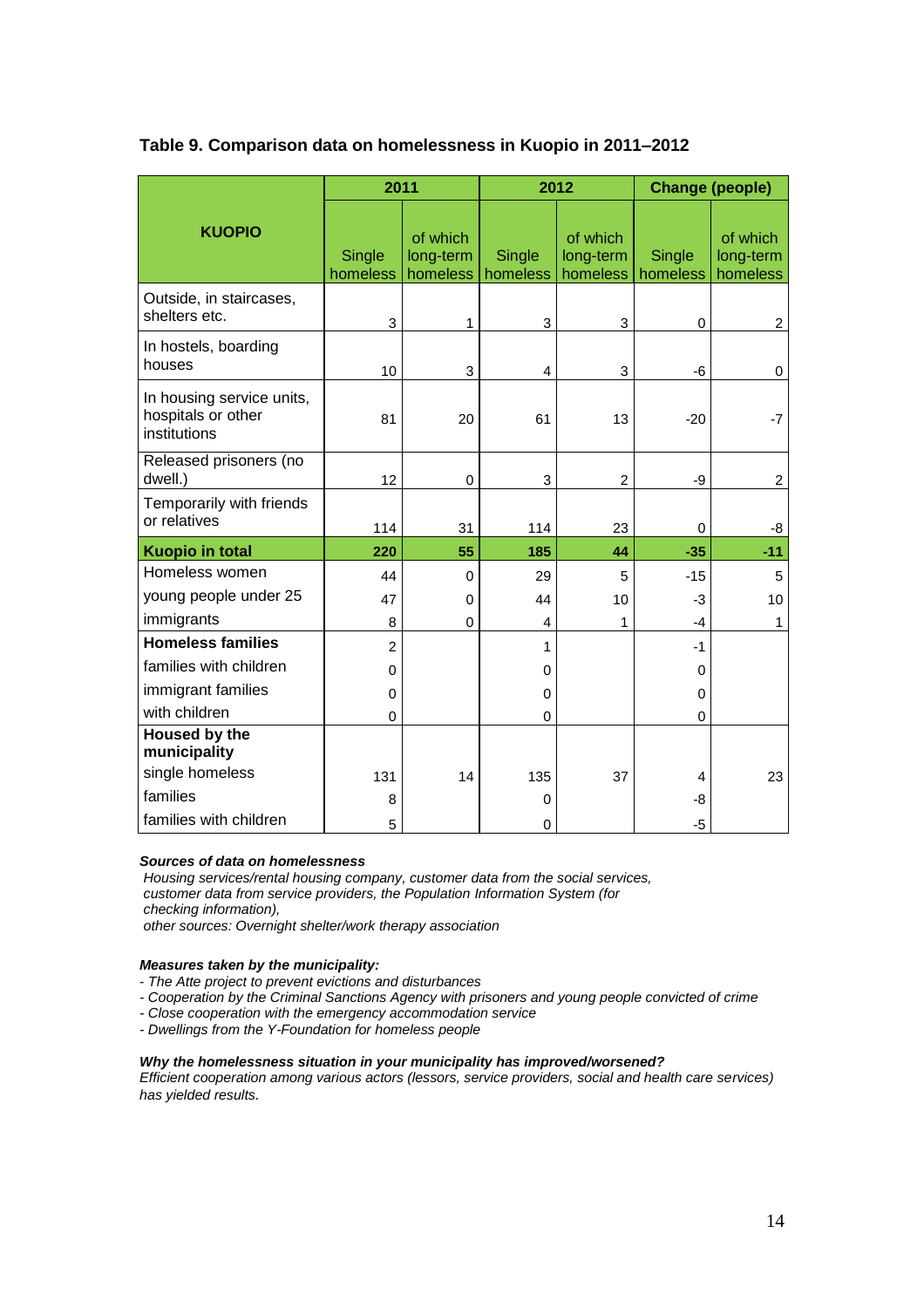### Table 9. Comparison data on homelessness in Kuopio in 2011–2012

| KUOPIO | 2011 | | 2012 | | Change (people) | |
|---|---|---|---|---|---|---|
| | Single homeless | of which long-term homeless | Single homeless | of which long-term homeless | Single homeless | of which long-term homeless |
| Outside, in staircases, shelters etc. | 3 | 1 | 3 | 3 | 0 | 2 |
| In hostels, boarding houses | 10 | 3 | 4 | 3 | -6 | 0 |
| In housing service units, hospitals or other institutions | 81 | 20 | 61 | 13 | -20 | -7 |
| Released prisoners (no dwell.) | 12 | 0 | 3 | 2 | -9 | 2 |
| Temporarily with friends or relatives | 114 | 31 | 114 | 23 | 0 | -8 |
| **Kuopio in total** | **220** | **55** | **185** | **44** | **-35** | **-11** |
| Homeless women | 44 | 0 | 29 | 5 | -15 | 5 |
| young people under 25 | 47 | 0 | 44 | 10 | -3 | 10 |
| immigrants | 8 | 0 | 4 | 1 | -4 | 1 |
| **Homeless families** | 2 | | 1 | | -1 | |
| families with children | 0 | | 0 | | 0 | |
| immigrant families | 0 | | 0 | | 0 | |
| with children | 0 | | 0 | | 0 | |
| **Housed by the municipality** | | | | | | |
| single homeless | 131 | 14 | 135 | 37 | 4 | 23 |
| families | 8 | | 0 | | -8 | |
| families with children | 5 | | 0 | | -5 | |

***Sources of data on homelessness***

*Housing services/rental housing company, customer data from the social services, customer data from service providers, the Population Information System (for checking information),*
*other sources: Overnight shelter/work therapy association*

***Measures taken by the municipality:***

- *The Atte project to prevent evictions and disturbances*
- *Cooperation by the Criminal Sanctions Agency with prisoners and young people convicted of crime*
- *Close cooperation with the emergency accommodation service*
- *Dwellings from the Y-Foundation for homeless people*

***Why the homelessness situation in your municipality has improved/worsened?***

*Efficient cooperation among various actors (lessors, service providers, social and health care services) has yielded results.*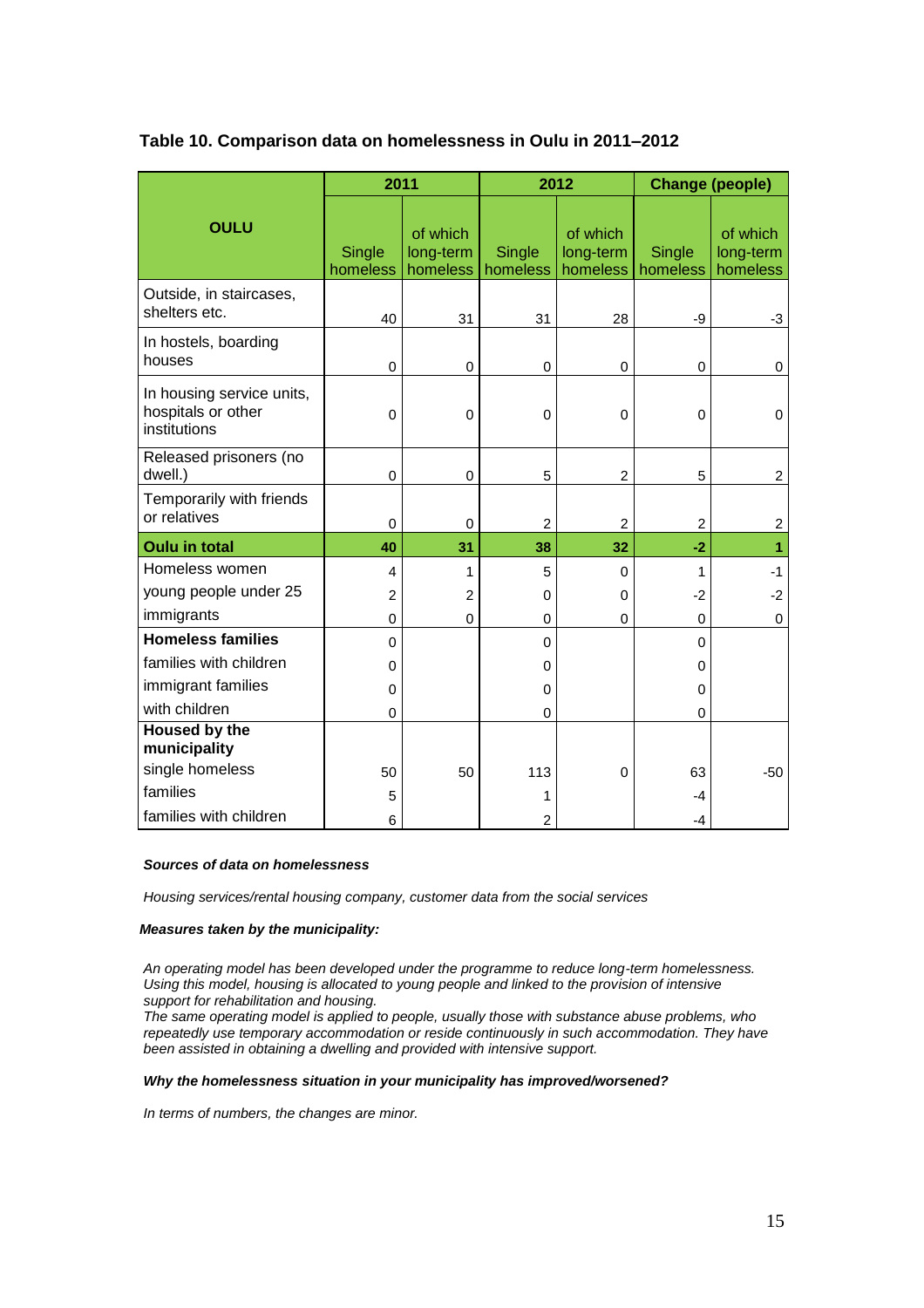### Table 10. Comparison data on homelessness in Oulu in 2011–2012

| OULU | 2011 | | 2012 | | Change (people) | |
|---|---|---|---|---|---|---|
| | Single homeless | of which long-term homeless | Single homeless | of which long-term homeless | Single homeless | of which long-term homeless |
| Outside, in staircases, shelters etc. | 40 | 31 | 31 | 28 | -9 | -3 |
| In hostels, boarding houses | 0 | 0 | 0 | 0 | 0 | 0 |
| In housing service units, hospitals or other institutions | 0 | 0 | 0 | 0 | 0 | 0 |
| Released prisoners (no dwell.) | 0 | 0 | 5 | 2 | 5 | 2 |
| Temporarily with friends or relatives | 0 | 0 | 2 | 2 | 2 | 2 |
| **Oulu in total** | **40** | **31** | **38** | **32** | **-2** | **1** |
| Homeless women | 4 | 1 | 5 | 0 | 1 | -1 |
| young people under 25 | 2 | 2 | 0 | 0 | -2 | -2 |
| immigrants | 0 | 0 | 0 | 0 | 0 | 0 |
| **Homeless families** | 0 | | 0 | | 0 | |
| families with children | 0 | | 0 | | 0 | |
| immigrant families | 0 | | 0 | | 0 | |
| with children | 0 | | 0 | | 0 | |
| **Housed by the municipality** | | | | | | |
| single homeless | 50 | 50 | 113 | 0 | 63 | -50 |
| families | 5 | | 1 | | -4 | |
| families with children | 6 | | 2 | | -4 | |

***Sources of data on homelessness***

*Housing services/rental housing company, customer data from the social services*

***Measures taken by the municipality:***

*An operating model has been developed under the programme to reduce long-term homelessness. Using this model, housing is allocated to young people and linked to the provision of intensive support for rehabilitation and housing.*
*The same operating model is applied to people, usually those with substance abuse problems, who repeatedly use temporary accommodation or reside continuously in such accommodation. They have been assisted in obtaining a dwelling and provided with intensive support.*

***Why the homelessness situation in your municipality has improved/worsened?***

*In terms of numbers, the changes are minor.*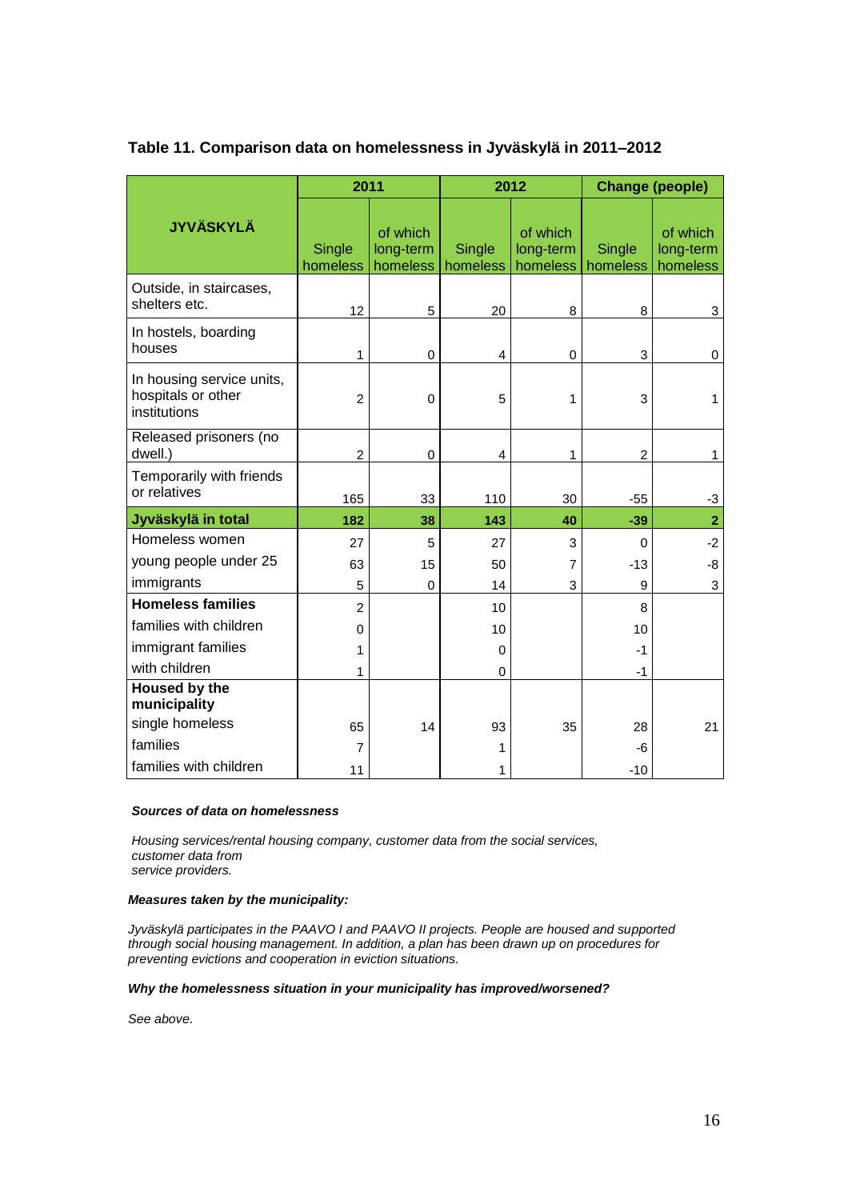**Table 11. Comparison data on homelessness in Jyväskylä in 2011–2012**

| JYVÄSKYLÄ | 2011 | | 2012 | | Change (people) | |
|---|---|---|---|---|---|---|
| | Single homeless | of which long-term homeless | Single homeless | of which long-term homeless | Single homeless | of which long-term homeless |
| Outside, in staircases, shelters etc. | 12 | 5 | 20 | 8 | 8 | 3 |
| In hostels, boarding houses | 1 | 0 | 4 | 0 | 3 | 0 |
| In housing service units, hospitals or other institutions | 2 | 0 | 5 | 1 | 3 | 1 |
| Released prisoners (no dwell.) | 2 | 0 | 4 | 1 | 2 | 1 |
| Temporarily with friends or relatives | 165 | 33 | 110 | 30 | -55 | -3 |
| **Jyväskylä in total** | **182** | **38** | **143** | **40** | **-39** | **2** |
| Homeless women | 27 | 5 | 27 | 3 | 0 | -2 |
| young people under 25 | 63 | 15 | 50 | 7 | -13 | -8 |
| immigrants | 5 | 0 | 14 | 3 | 9 | 3 |
| **Homeless families** | 2 | | 10 | | 8 | |
| families with children | 0 | | 10 | | 10 | |
| immigrant families | 1 | | 0 | | -1 | |
| with children | 1 | | 0 | | -1 | |
| **Housed by the municipality** | | | | | | |
| single homeless | 65 | 14 | 93 | 35 | 28 | 21 |
| families | 7 | | 1 | | -6 | |
| families with children | 11 | | 1 | | -10 | |

***Sources of data on homelessness***

*Housing services/rental housing company, customer data from the social services, customer data from service providers.*

***Measures taken by the municipality:***

*Jyväskylä participates in the PAAVO I and PAAVO II projects. People are housed and supported through social housing management. In addition, a plan has been drawn up on procedures for preventing evictions and cooperation in eviction situations.*

***Why the homelessness situation in your municipality has improved/worsened?***

*See above.*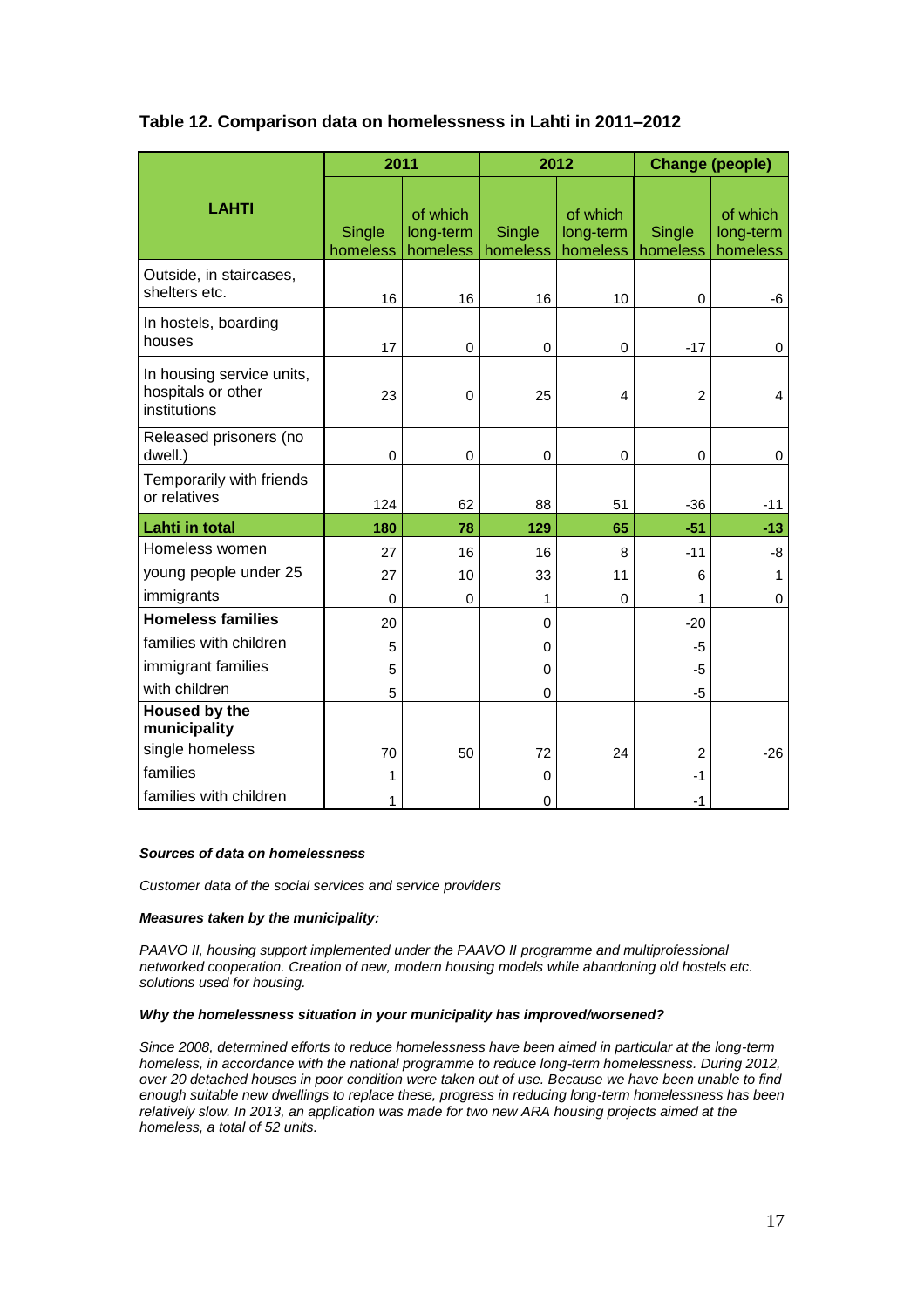### Table 12. Comparison data on homelessness in Lahti in 2011–2012

| LAHTI | 2011 | | 2012 | | Change (people) | |
|---|---|---|---|---|---|---|
| | Single homeless | of which long-term homeless | Single homeless | of which long-term homeless | Single homeless | of which long-term homeless |
| Outside, in staircases, shelters etc. | 16 | 16 | 16 | 10 | 0 | -6 |
| In hostels, boarding houses | 17 | 0 | 0 | 0 | -17 | 0 |
| In housing service units, hospitals or other institutions | 23 | 0 | 25 | 4 | 2 | 4 |
| Released prisoners (no dwell.) | 0 | 0 | 0 | 0 | 0 | 0 |
| Temporarily with friends or relatives | 124 | 62 | 88 | 51 | -36 | -11 |
| **Lahti in total** | **180** | **78** | **129** | **65** | **-51** | **-13** |
| Homeless women | 27 | 16 | 16 | 8 | -11 | -8 |
| young people under 25 | 27 | 10 | 33 | 11 | 6 | 1 |
| immigrants | 0 | 0 | 1 | 0 | 1 | 0 |
| **Homeless families** | 20 | | 0 | | -20 | |
| families with children | 5 | | 0 | | -5 | |
| immigrant families | 5 | | 0 | | -5 | |
| with children | 5 | | 0 | | -5 | |
| **Housed by the municipality** | | | | | | |
| single homeless | 70 | 50 | 72 | 24 | 2 | -26 |
| families | 1 | | 0 | | -1 | |
| families with children | 1 | | 0 | | -1 | |

***Sources of data on homelessness***

*Customer data of the social services and service providers*

***Measures taken by the municipality:***

*PAAVO II, housing support implemented under the PAAVO II programme and multiprofessional networked cooperation. Creation of new, modern housing models while abandoning old hostels etc. solutions used for housing.*

***Why the homelessness situation in your municipality has improved/worsened?***

*Since 2008, determined efforts to reduce homelessness have been aimed in particular at the long-term homeless, in accordance with the national programme to reduce long-term homelessness. During 2012, over 20 detached houses in poor condition were taken out of use. Because we have been unable to find enough suitable new dwellings to replace these, progress in reducing long-term homelessness has been relatively slow. In 2013, an application was made for two new ARA housing projects aimed at the homeless, a total of 52 units.*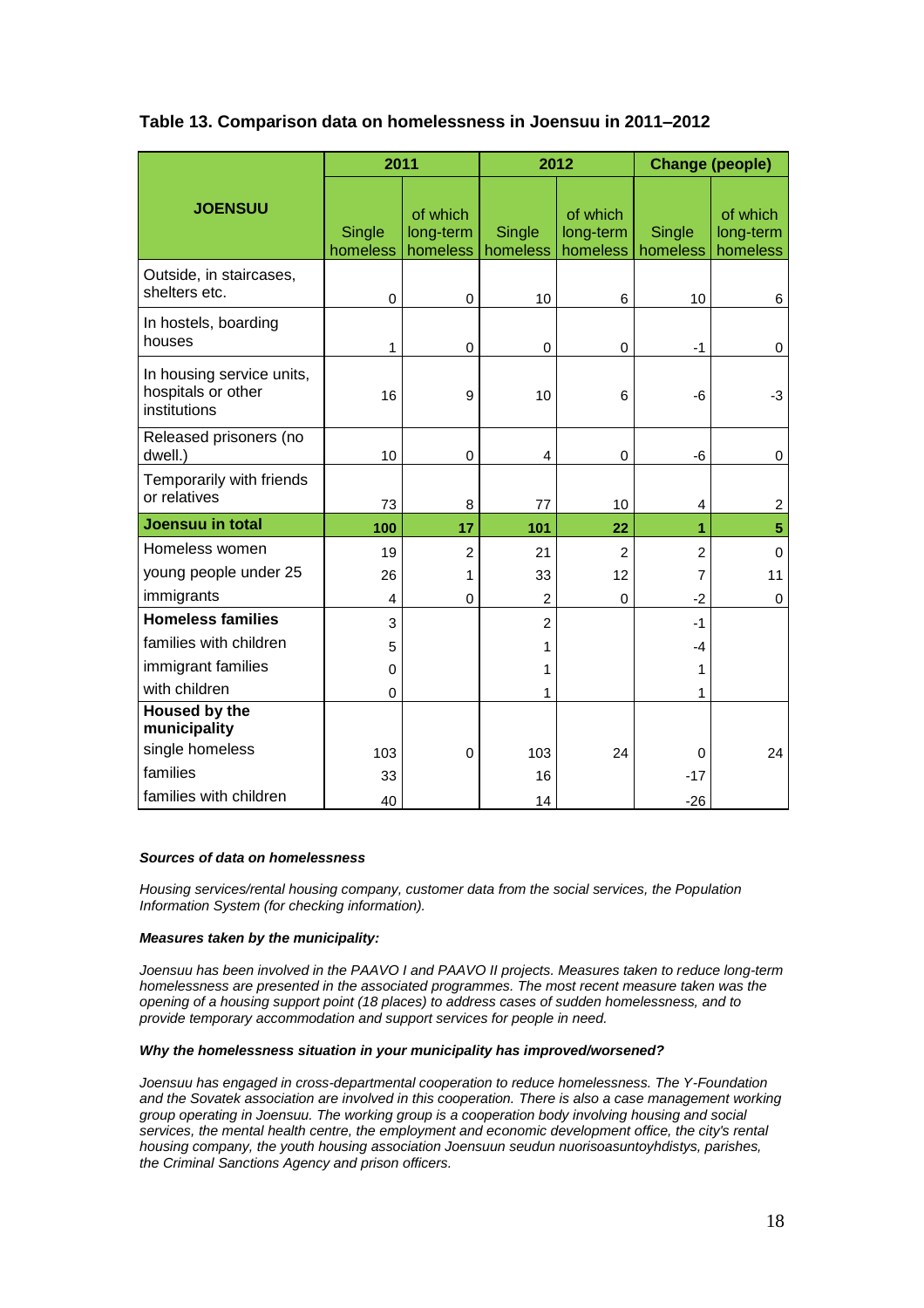**Table 13. Comparison data on homelessness in Joensuu in 2011–2012**

| JOENSUU | 2011 | | 2012 | | Change (people) | |
|---|---|---|---|---|---|---|
| | Single homeless | of which long-term homeless | Single homeless | of which long-term homeless | Single homeless | of which long-term homeless |
| Outside, in staircases, shelters etc. | 0 | 0 | 10 | 6 | 10 | 6 |
| In hostels, boarding houses | 1 | 0 | 0 | 0 | -1 | 0 |
| In housing service units, hospitals or other institutions | 16 | 9 | 10 | 6 | -6 | -3 |
| Released prisoners (no dwell.) | 10 | 0 | 4 | 0 | -6 | 0 |
| Temporarily with friends or relatives | 73 | 8 | 77 | 10 | 4 | 2 |
| **Joensuu in total** | **100** | **17** | **101** | **22** | **1** | **5** |
| Homeless women | 19 | 2 | 21 | 2 | 2 | 0 |
| young people under 25 | 26 | 1 | 33 | 12 | 7 | 11 |
| immigrants | 4 | 0 | 2 | 0 | -2 | 0 |
| **Homeless families** | 3 | | 2 | | -1 | |
| families with children | 5 | | 1 | | -4 | |
| immigrant families | 0 | | 1 | | 1 | |
| with children | 0 | | 1 | | 1 | |
| **Housed by the municipality** | | | | | | |
| single homeless | 103 | 0 | 103 | 24 | 0 | 24 |
| families | 33 | | 16 | | -17 | |
| families with children | 40 | | 14 | | -26 | |

***Sources of data on homelessness***

*Housing services/rental housing company, customer data from the social services, the Population Information System (for checking information).*

***Measures taken by the municipality:***

*Joensuu has been involved in the PAAVO I and PAAVO II projects. Measures taken to reduce long-term homelessness are presented in the associated programmes. The most recent measure taken was the opening of a housing support point (18 places) to address cases of sudden homelessness, and to provide temporary accommodation and support services for people in need.*

***Why the homelessness situation in your municipality has improved/worsened?***

*Joensuu has engaged in cross-departmental cooperation to reduce homelessness. The Y-Foundation and the Sovatek association are involved in this cooperation. There is also a case management working group operating in Joensuu. The working group is a cooperation body involving housing and social services, the mental health centre, the employment and economic development office, the city's rental housing company, the youth housing association Joensuun seudun nuorisoasuntoyhdistys, parishes, the Criminal Sanctions Agency and prison officers.*